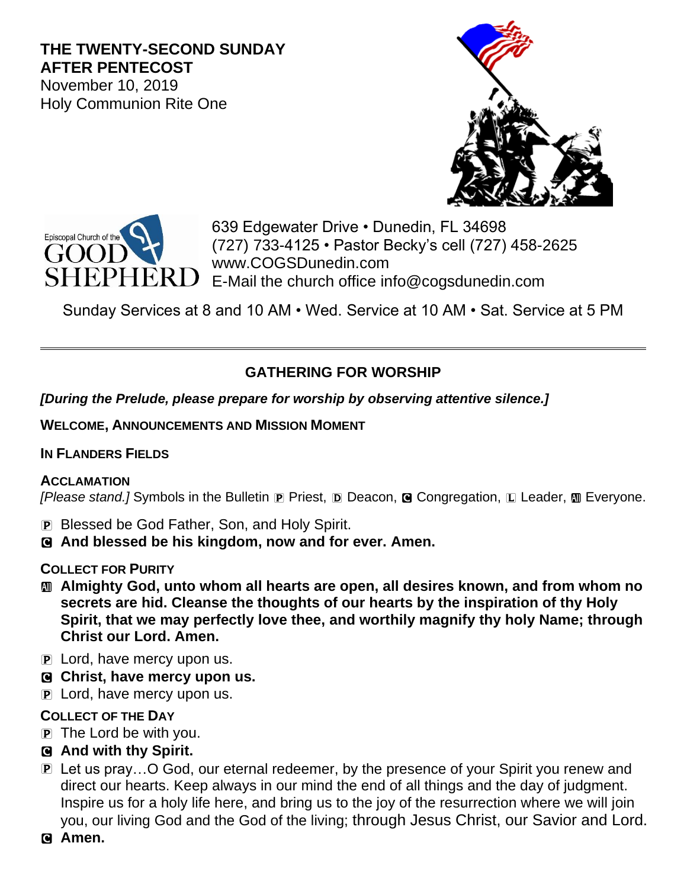**THE TWENTY-SECOND SUNDAY AFTER PENTECOST**
November 10, 2019
Holy Communion Rite One

Episcopal Church of the GOOD SHEPHERD

639 Edgewater Drive • Dunedin, FL 34698
(727) 733-4125 • Pastor Becky's cell (727) 458-2625
www.COGSDunedin.com
E-Mail the church office info@cogsdunedin.com

Sunday Services at 8 and 10 AM • Wed. Service at 10 AM • Sat. Service at 5 PM

---

## GATHERING FOR WORSHIP

***[During the Prelude, please prepare for worship by observing attentive silence.]***

**WELCOME, ANNOUNCEMENTS AND MISSION MOMENT**

**IN FLANDERS FIELDS**

**ACCLAMATION**
*[Please stand.]* Symbols in the Bulletin P Priest, D Deacon, C Congregation, L Leader, All Everyone.

P Blessed be God Father, Son, and Holy Spirit.
C **And blessed be his kingdom, now and for ever. Amen.**

**COLLECT FOR PURITY**
All **Almighty God, unto whom all hearts are open, all desires known, and from whom no secrets are hid. Cleanse the thoughts of our hearts by the inspiration of thy Holy Spirit, that we may perfectly love thee, and worthily magnify thy holy Name; through Christ our Lord. Amen.**

P Lord, have mercy upon us.
C **Christ, have mercy upon us.**
P Lord, have mercy upon us.

**COLLECT OF THE DAY**
P The Lord be with you.
C **And with thy Spirit.**
P Let us pray…O God, our eternal redeemer, by the presence of your Spirit you renew and direct our hearts. Keep always in our mind the end of all things and the day of judgment. Inspire us for a holy life here, and bring us to the joy of the resurrection where we will join you, our living God and the God of the living; through Jesus Christ, our Savior and Lord.
C **Amen.**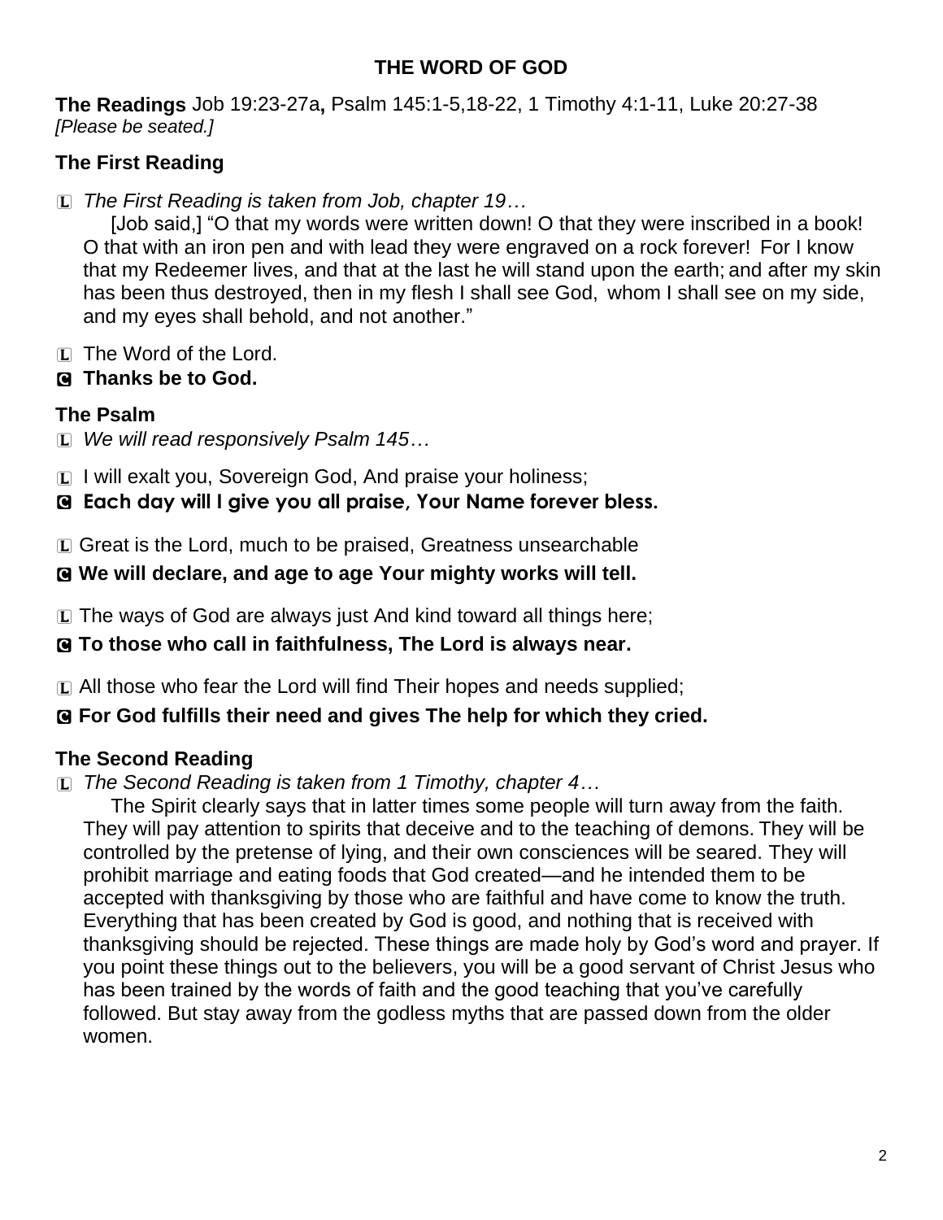## THE WORD OF GOD

**The Readings** Job 19:23-27a**,** Psalm 145:1-5,18-22, 1 Timothy 4:1-11, Luke 20:27-38
*[Please be seated.]*

### The First Reading

L *The First Reading is taken from Job, chapter 19…*

[Job said,] "O that my words were written down! O that they were inscribed in a book! O that with an iron pen and with lead they were engraved on a rock forever! For I know that my Redeemer lives, and that at the last he will stand upon the earth; and after my skin has been thus destroyed, then in my flesh I shall see God, whom I shall see on my side, and my eyes shall behold, and not another."

L The Word of the Lord.

C **Thanks be to God.**

### The Psalm

L *We will read responsively Psalm 145…*

L I will exalt you, Sovereign God, And praise your holiness;

C **Each day will I give you all praise, Your Name forever bless.**

L Great is the Lord, much to be praised, Greatness unsearchable

C **We will declare, and age to age Your mighty works will tell.**

L The ways of God are always just And kind toward all things here;

C **To those who call in faithfulness, The Lord is always near.**

L All those who fear the Lord will find Their hopes and needs supplied;

C **For God fulfills their need and gives The help for which they cried.**

### The Second Reading

L *The Second Reading is taken from 1 Timothy, chapter 4…*

The Spirit clearly says that in latter times some people will turn away from the faith. They will pay attention to spirits that deceive and to the teaching of demons. They will be controlled by the pretense of lying, and their own consciences will be seared. They will prohibit marriage and eating foods that God created—and he intended them to be accepted with thanksgiving by those who are faithful and have come to know the truth. Everything that has been created by God is good, and nothing that is received with thanksgiving should be rejected. These things are made holy by God's word and prayer. If you point these things out to the believers, you will be a good servant of Christ Jesus who has been trained by the words of faith and the good teaching that you've carefully followed. But stay away from the godless myths that are passed down from the older women.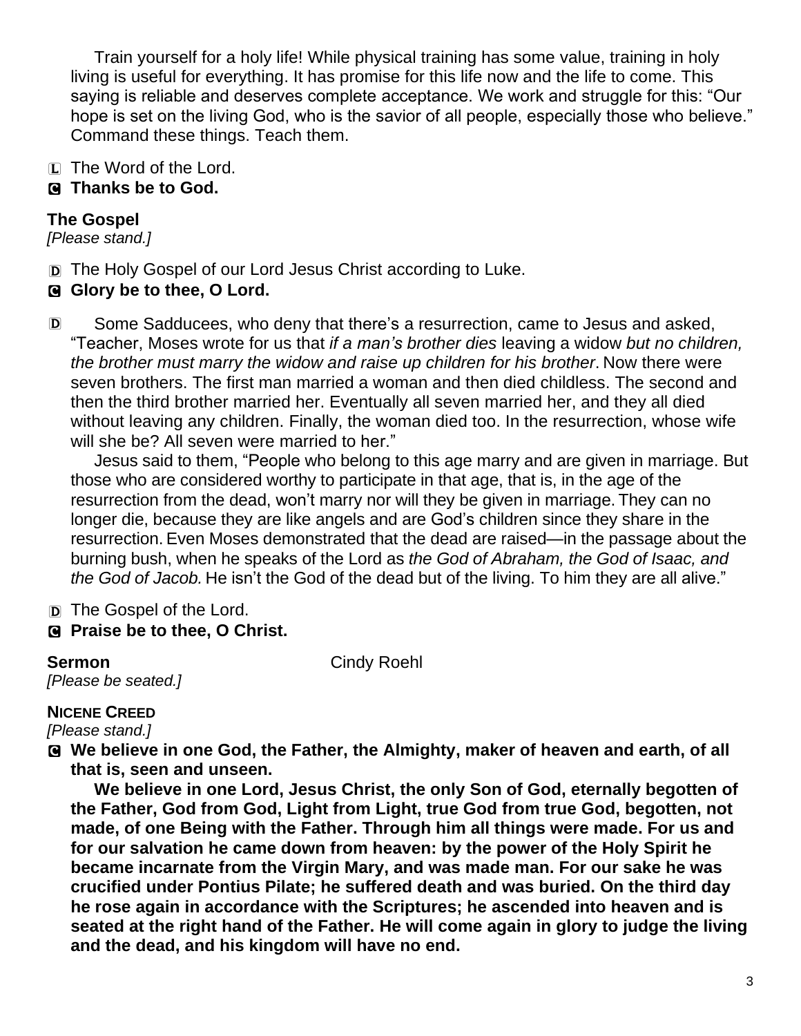Train yourself for a holy life! While physical training has some value, training in holy living is useful for everything. It has promise for this life now and the life to come. This saying is reliable and deserves complete acceptance. We work and struggle for this: "Our hope is set on the living God, who is the savior of all people, especially those who believe." Command these things. Teach them.

L The Word of the Lord.

C **Thanks be to God.**

**The Gospel**

*[Please stand.]*

D The Holy Gospel of our Lord Jesus Christ according to Luke.

C **Glory be to thee, O Lord.**

D Some Sadducees, who deny that there's a resurrection, came to Jesus and asked, "Teacher, Moses wrote for us that *if a man's brother dies* leaving a widow *but no children, the brother must marry the widow and raise up children for his brother*. Now there were seven brothers. The first man married a woman and then died childless. The second and then the third brother married her. Eventually all seven married her, and they all died without leaving any children. Finally, the woman died too. In the resurrection, whose wife will she be? All seven were married to her."

Jesus said to them, "People who belong to this age marry and are given in marriage. But those who are considered worthy to participate in that age, that is, in the age of the resurrection from the dead, won't marry nor will they be given in marriage. They can no longer die, because they are like angels and are God's children since they share in the resurrection. Even Moses demonstrated that the dead are raised—in the passage about the burning bush, when he speaks of the Lord as *the God of Abraham, the God of Isaac, and the God of Jacob.* He isn't the God of the dead but of the living. To him they are all alive."

D The Gospel of the Lord.

C **Praise be to thee, O Christ.**

**Sermon** Cindy Roehl

*[Please be seated.]*

**NICENE CREED**

*[Please stand.]*

C **We believe in one God, the Father, the Almighty, maker of heaven and earth, of all that is, seen and unseen.**

**We believe in one Lord, Jesus Christ, the only Son of God, eternally begotten of the Father, God from God, Light from Light, true God from true God, begotten, not made, of one Being with the Father. Through him all things were made. For us and for our salvation he came down from heaven: by the power of the Holy Spirit he became incarnate from the Virgin Mary, and was made man. For our sake he was crucified under Pontius Pilate; he suffered death and was buried. On the third day he rose again in accordance with the Scriptures; he ascended into heaven and is seated at the right hand of the Father. He will come again in glory to judge the living and the dead, and his kingdom will have no end.**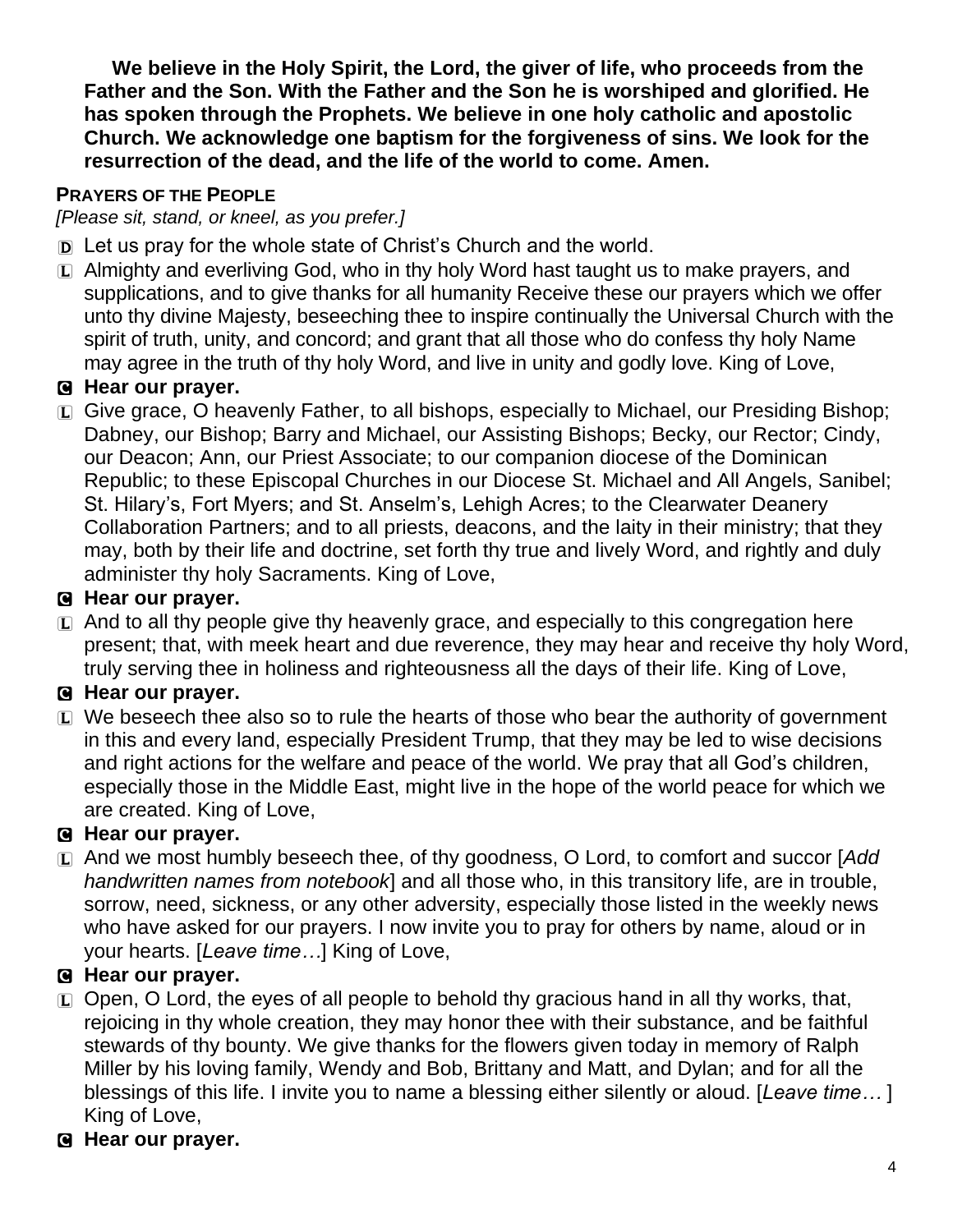**We believe in the Holy Spirit, the Lord, the giver of life, who proceeds from the Father and the Son. With the Father and the Son he is worshiped and glorified. He has spoken through the Prophets. We believe in one holy catholic and apostolic Church. We acknowledge one baptism for the forgiveness of sins. We look for the resurrection of the dead, and the life of the world to come. Amen.**

**PRAYERS OF THE PEOPLE**

*[Please sit, stand, or kneel, as you prefer.]*

D Let us pray for the whole state of Christ's Church and the world.

L Almighty and everliving God, who in thy holy Word hast taught us to make prayers, and supplications, and to give thanks for all humanity Receive these our prayers which we offer unto thy divine Majesty, beseeching thee to inspire continually the Universal Church with the spirit of truth, unity, and concord; and grant that all those who do confess thy holy Name may agree in the truth of thy holy Word, and live in unity and godly love. King of Love,

C **Hear our prayer.**

L Give grace, O heavenly Father, to all bishops, especially to Michael, our Presiding Bishop; Dabney, our Bishop; Barry and Michael, our Assisting Bishops; Becky, our Rector; Cindy, our Deacon; Ann, our Priest Associate; to our companion diocese of the Dominican Republic; to these Episcopal Churches in our Diocese St. Michael and All Angels, Sanibel; St. Hilary's, Fort Myers; and St. Anselm's, Lehigh Acres; to the Clearwater Deanery Collaboration Partners; and to all priests, deacons, and the laity in their ministry; that they may, both by their life and doctrine, set forth thy true and lively Word, and rightly and duly administer thy holy Sacraments. King of Love,

C **Hear our prayer.**

L And to all thy people give thy heavenly grace, and especially to this congregation here present; that, with meek heart and due reverence, they may hear and receive thy holy Word, truly serving thee in holiness and righteousness all the days of their life. King of Love,

C **Hear our prayer.**

L We beseech thee also so to rule the hearts of those who bear the authority of government in this and every land, especially President Trump, that they may be led to wise decisions and right actions for the welfare and peace of the world. We pray that all God's children, especially those in the Middle East, might live in the hope of the world peace for which we are created. King of Love,

C **Hear our prayer.**

L And we most humbly beseech thee, of thy goodness, O Lord, to comfort and succor [*Add handwritten names from notebook*] and all those who, in this transitory life, are in trouble, sorrow, need, sickness, or any other adversity, especially those listed in the weekly news who have asked for our prayers. I now invite you to pray for others by name, aloud or in your hearts. [*Leave time…*] King of Love,

C **Hear our prayer.**

L Open, O Lord, the eyes of all people to behold thy gracious hand in all thy works, that, rejoicing in thy whole creation, they may honor thee with their substance, and be faithful stewards of thy bounty. We give thanks for the flowers given today in memory of Ralph Miller by his loving family, Wendy and Bob, Brittany and Matt, and Dylan; and for all the blessings of this life. I invite you to name a blessing either silently or aloud. [*Leave time…* ] King of Love,

C **Hear our prayer.**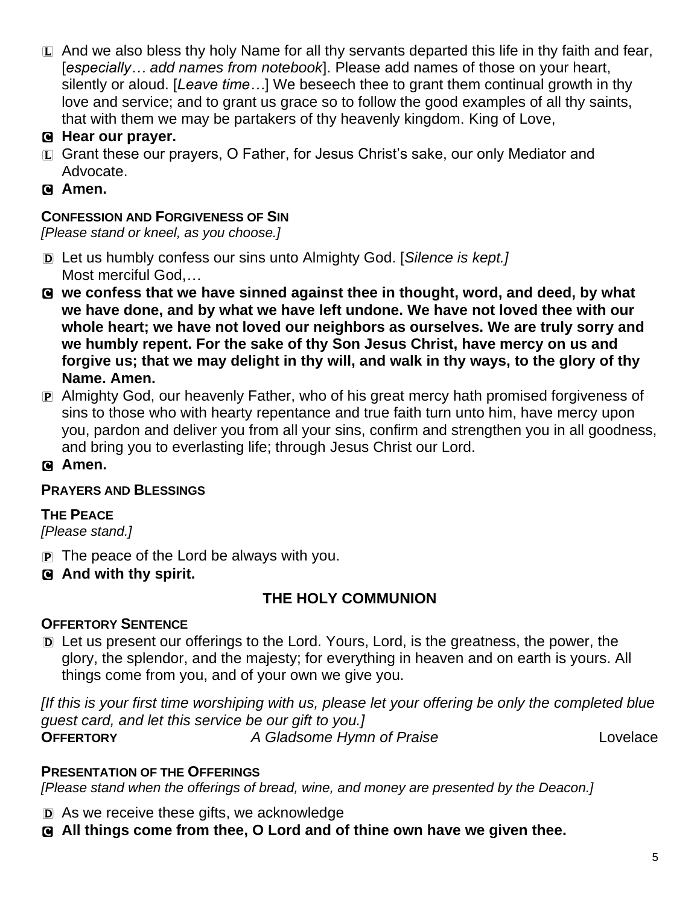L And we also bless thy holy Name for all thy servants departed this life in thy faith and fear, [*especially… add names from notebook*]. Please add names of those on your heart, silently or aloud. [*Leave time…*] We beseech thee to grant them continual growth in thy love and service; and to grant us grace so to follow the good examples of all thy saints, that with them we may be partakers of thy heavenly kingdom. King of Love,

C **Hear our prayer.**

L Grant these our prayers, O Father, for Jesus Christ's sake, our only Mediator and Advocate.

C **Amen.**

**CONFESSION AND FORGIVENESS OF SIN**

*[Please stand or kneel, as you choose.]*

D Let us humbly confess our sins unto Almighty God. [*Silence is kept.]* Most merciful God,*…*

C **we confess that we have sinned against thee in thought, word, and deed, by what we have done, and by what we have left undone. We have not loved thee with our whole heart; we have not loved our neighbors as ourselves. We are truly sorry and we humbly repent. For the sake of thy Son Jesus Christ, have mercy on us and forgive us; that we may delight in thy will, and walk in thy ways, to the glory of thy Name. Amen.**

P Almighty God, our heavenly Father, who of his great mercy hath promised forgiveness of sins to those who with hearty repentance and true faith turn unto him, have mercy upon you, pardon and deliver you from all your sins, confirm and strengthen you in all goodness, and bring you to everlasting life; through Jesus Christ our Lord.

C **Amen.**

**PRAYERS AND BLESSINGS**

**THE PEACE**

*[Please stand.]*

P The peace of the Lord be always with you.

C **And with thy spirit.**

## THE HOLY COMMUNION

**OFFERTORY SENTENCE**

D Let us present our offerings to the Lord. Yours, Lord, is the greatness, the power, the glory, the splendor, and the majesty; for everything in heaven and on earth is yours. All things come from you, and of your own we give you.

*[If this is your first time worshiping with us, please let your offering be only the completed blue guest card, and let this service be our gift to you.]*

**OFFERTORY** *A Gladsome Hymn of Praise* Lovelace

**PRESENTATION OF THE OFFERINGS**

*[Please stand when the offerings of bread, wine, and money are presented by the Deacon.]*

D As we receive these gifts, we acknowledge

C **All things come from thee, O Lord and of thine own have we given thee.**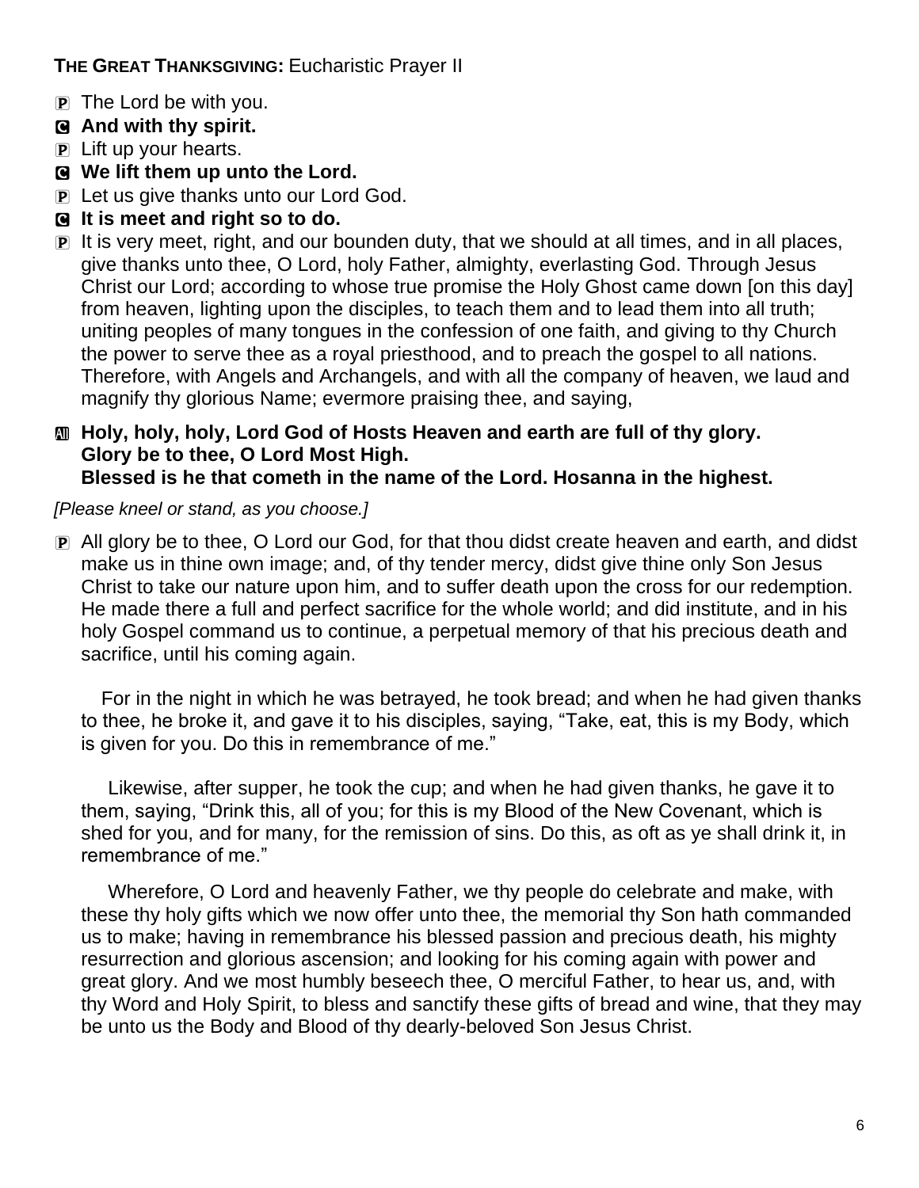**THE GREAT THANKSGIVING:** Eucharistic Prayer II

P The Lord be with you.

C **And with thy spirit.**

P Lift up your hearts.

C **We lift them up unto the Lord.**

P Let us give thanks unto our Lord God.

C **It is meet and right so to do.**

P It is very meet, right, and our bounden duty, that we should at all times, and in all places, give thanks unto thee, O Lord, holy Father, almighty, everlasting God. Through Jesus Christ our Lord; according to whose true promise the Holy Ghost came down [on this day] from heaven, lighting upon the disciples, to teach them and to lead them into all truth; uniting peoples of many tongues in the confession of one faith, and giving to thy Church the power to serve thee as a royal priesthood, and to preach the gospel to all nations. Therefore, with Angels and Archangels, and with all the company of heaven, we laud and magnify thy glorious Name; evermore praising thee, and saying,

All **Holy, holy, holy, Lord God of Hosts Heaven and earth are full of thy glory.**
**Glory be to thee, O Lord Most High.**
**Blessed is he that cometh in the name of the Lord. Hosanna in the highest.**

*[Please kneel or stand, as you choose.]*

P All glory be to thee, O Lord our God, for that thou didst create heaven and earth, and didst make us in thine own image; and, of thy tender mercy, didst give thine only Son Jesus Christ to take our nature upon him, and to suffer death upon the cross for our redemption. He made there a full and perfect sacrifice for the whole world; and did institute, and in his holy Gospel command us to continue, a perpetual memory of that his precious death and sacrifice, until his coming again.

For in the night in which he was betrayed, he took bread; and when he had given thanks to thee, he broke it, and gave it to his disciples, saying, "Take, eat, this is my Body, which is given for you. Do this in remembrance of me."

Likewise, after supper, he took the cup; and when he had given thanks, he gave it to them, saying, "Drink this, all of you; for this is my Blood of the New Covenant, which is shed for you, and for many, for the remission of sins. Do this, as oft as ye shall drink it, in remembrance of me."

Wherefore, O Lord and heavenly Father, we thy people do celebrate and make, with these thy holy gifts which we now offer unto thee, the memorial thy Son hath commanded us to make; having in remembrance his blessed passion and precious death, his mighty resurrection and glorious ascension; and looking for his coming again with power and great glory. And we most humbly beseech thee, O merciful Father, to hear us, and, with thy Word and Holy Spirit, to bless and sanctify these gifts of bread and wine, that they may be unto us the Body and Blood of thy dearly-beloved Son Jesus Christ.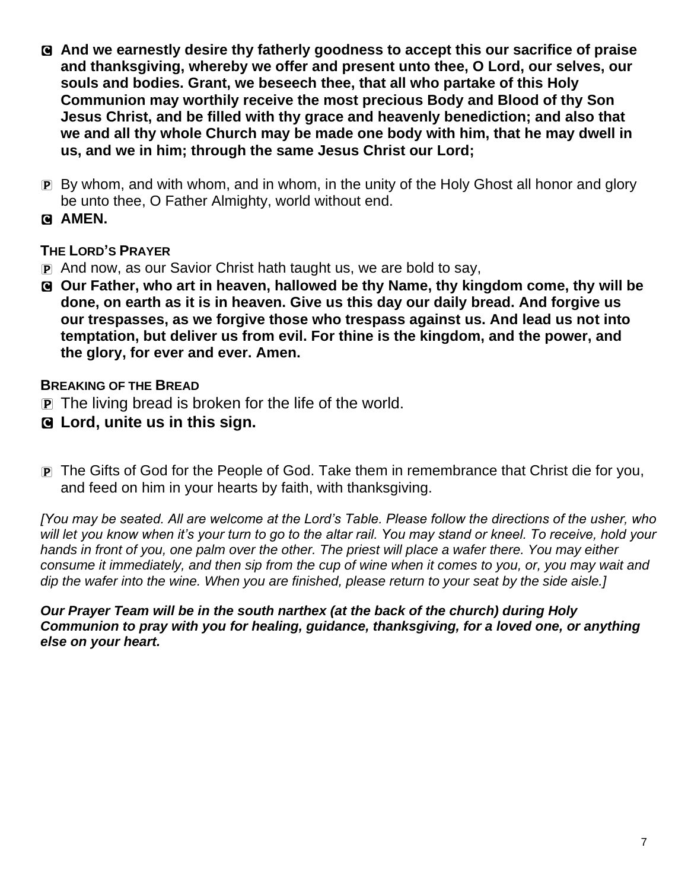C **And we earnestly desire thy fatherly goodness to accept this our sacrifice of praise and thanksgiving, whereby we offer and present unto thee, O Lord, our selves, our souls and bodies. Grant, we beseech thee, that all who partake of this Holy Communion may worthily receive the most precious Body and Blood of thy Son Jesus Christ, and be filled with thy grace and heavenly benediction; and also that we and all thy whole Church may be made one body with him, that he may dwell in us, and we in him; through the same Jesus Christ our Lord;**

P By whom, and with whom, and in whom, in the unity of the Holy Ghost all honor and glory be unto thee, O Father Almighty, world without end.

C **AMEN.**

**THE LORD'S PRAYER**

P And now, as our Savior Christ hath taught us, we are bold to say,

C **Our Father, who art in heaven, hallowed be thy Name, thy kingdom come, thy will be done, on earth as it is in heaven. Give us this day our daily bread. And forgive us our trespasses, as we forgive those who trespass against us. And lead us not into temptation, but deliver us from evil. For thine is the kingdom, and the power, and the glory, for ever and ever. Amen.**

**BREAKING OF THE BREAD**

P The living bread is broken for the life of the world.

C **Lord, unite us in this sign.**

P The Gifts of God for the People of God. Take them in remembrance that Christ die for you, and feed on him in your hearts by faith, with thanksgiving.

*[You may be seated. All are welcome at the Lord's Table. Please follow the directions of the usher, who will let you know when it's your turn to go to the altar rail. You may stand or kneel. To receive, hold your hands in front of you, one palm over the other. The priest will place a wafer there. You may either consume it immediately, and then sip from the cup of wine when it comes to you, or, you may wait and dip the wafer into the wine. When you are finished, please return to your seat by the side aisle.]*

***Our Prayer Team will be in the south narthex (at the back of the church) during Holy Communion to pray with you for healing, guidance, thanksgiving, for a loved one, or anything else on your heart.***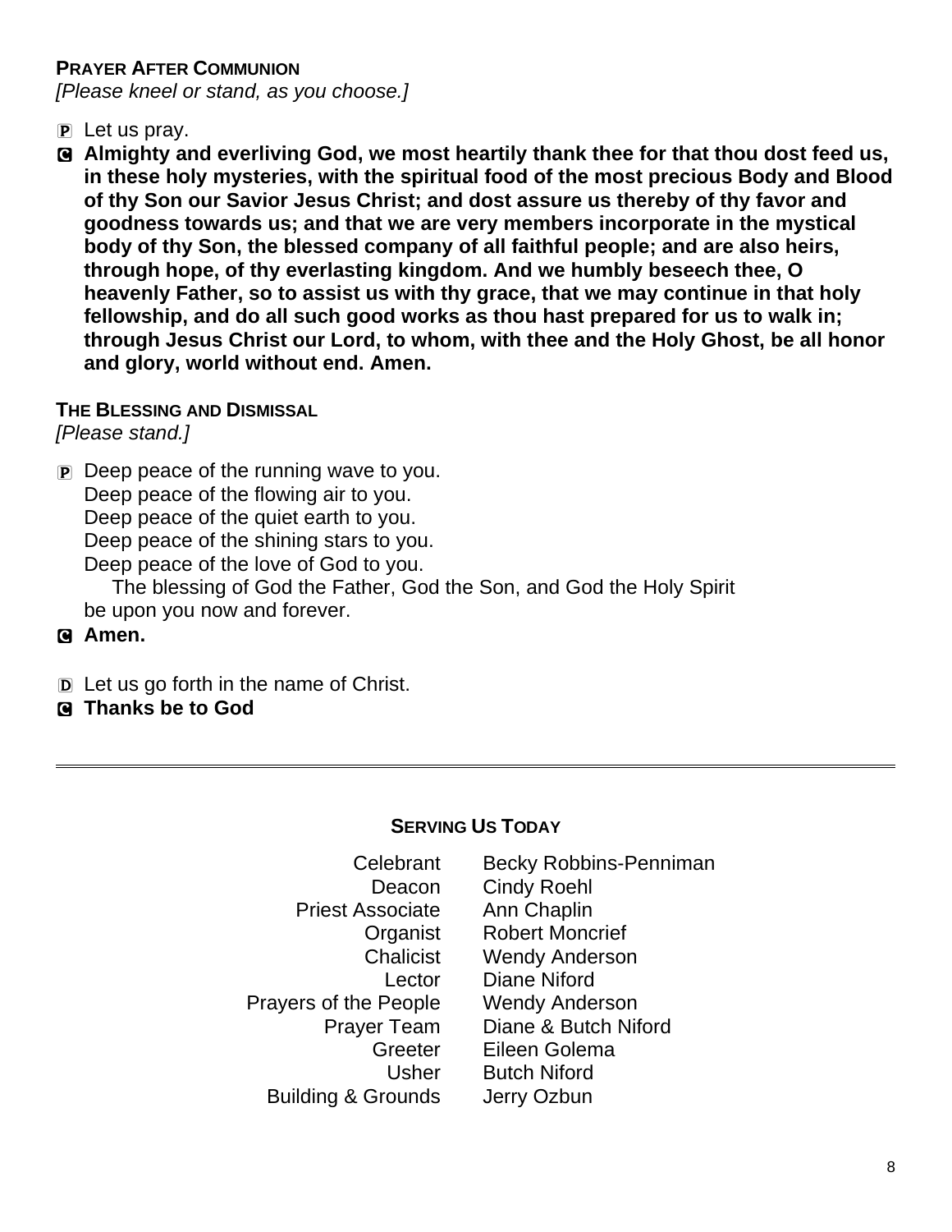**PRAYER AFTER COMMUNION**
*[Please kneel or stand, as you choose.]*

P Let us pray.

C **Almighty and everliving God, we most heartily thank thee for that thou dost feed us, in these holy mysteries, with the spiritual food of the most precious Body and Blood of thy Son our Savior Jesus Christ; and dost assure us thereby of thy favor and goodness towards us; and that we are very members incorporate in the mystical body of thy Son, the blessed company of all faithful people; and are also heirs, through hope, of thy everlasting kingdom. And we humbly beseech thee, O heavenly Father, so to assist us with thy grace, that we may continue in that holy fellowship, and do all such good works as thou hast prepared for us to walk in; through Jesus Christ our Lord, to whom, with thee and the Holy Ghost, be all honor and glory, world without end. Amen.**

**THE BLESSING AND DISMISSAL**
*[Please stand.]*

P Deep peace of the running wave to you.
Deep peace of the flowing air to you.
Deep peace of the quiet earth to you.
Deep peace of the shining stars to you.
Deep peace of the love of God to you.
The blessing of God the Father, God the Son, and God the Holy Spirit be upon you now and forever.

C **Amen.**

D Let us go forth in the name of Christ.

C **Thanks be to God**

---

**SERVING US TODAY**

| | |
|---|---|
| Celebrant | Becky Robbins-Penniman |
| Deacon | Cindy Roehl |
| Priest Associate | Ann Chaplin |
| Organist | Robert Moncrief |
| Chalicist | Wendy Anderson |
| Lector | Diane Niford |
| Prayers of the People | Wendy Anderson |
| Prayer Team | Diane & Butch Niford |
| Greeter | Eileen Golema |
| Usher | Butch Niford |
| Building & Grounds | Jerry Ozbun |